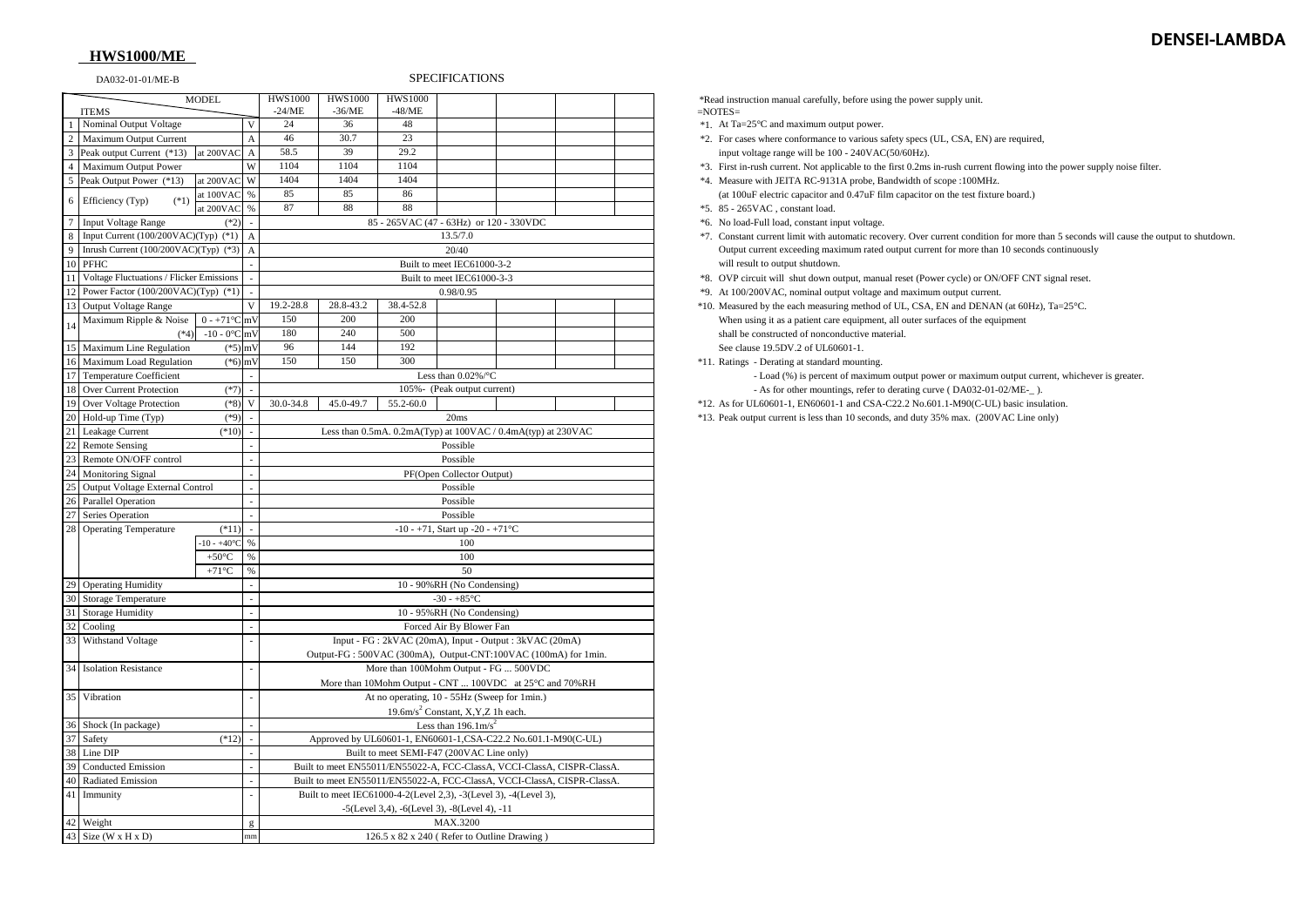**DENSEI-LAMBDA**

# HWS1000/ME

DA032-01-01/ME-B

## SPECIFICATIONS

| | ITEMS | | MODEL | HWS1000 -24/ME | HWS1000 -36/ME | HWS1000 -48/ME | | | | |
|---|---|---|---|---|---|---|---|---|---|---|
| 1 | Nominal Output Voltage | | V | 24 | 36 | 48 | | | | |
| 2 | Maximum Output Current | | A | 46 | 30.7 | 23 | | | | |
| 3 | Peak output Current (*13) | at 200VAC | A | 58.5 | 39 | 29.2 | | | | |
| 4 | Maximum Output Power | | W | 1104 | 1104 | 1104 | | | | |
| 5 | Peak Output Power (*13) | at 200VAC | W | 1404 | 1404 | 1404 | | | | |
| 6 | Efficiency (Typ) (*1) | at 100VAC | % | 85 | 85 | 86 | | | | |
| | | at 200VAC | % | 87 | 88 | 88 | | | | |
| 7 | Input Voltage Range (*2) | | - | 85 - 265VAC (47 - 63Hz) or 120 - 330VDC | | | | | | |
| 8 | Input Current (100/200VAC)(Typ) (*1) | | A | 13.5/7.0 | | | | | | |
| 9 | Inrush Current (100/200VAC)(Typ) (*3) | | A | 20/40 | | | | | | |
| 10 | PFHC | | - | Built to meet IEC61000-3-2 | | | | | | |
| 11 | Voltage Fluctuations / Flicker Emissions | | - | Built to meet IEC61000-3-3 | | | | | | |
| 12 | Power Factor (100/200VAC)(Typ) (*1) | | - | 0.98/0.95 | | | | | | |
| 13 | Output Voltage Range | | V | 19.2-28.8 | 28.8-43.2 | 38.4-52.8 | | | | |
| 14 | Maximum Ripple & Noise | 0 - +71°C | mV | 150 | 200 | 200 | | | | |
| | (*4) | -10 - 0°C | mV | 180 | 240 | 500 | | | | |
| 15 | Maximum Line Regulation (*5) | | mV | 96 | 144 | 192 | | | | |
| 16 | Maximum Load Regulation (*6) | | mV | 150 | 150 | 300 | | | | |
| 17 | Temperature Coefficient | | - | Less than 0.02%/°C | | | | | | |
| 18 | Over Current Protection (*7) | | - | 105%- (Peak output current) | | | | | | |
| 19 | Over Voltage Protection (*8) | | V | 30.0-34.8 | 45.0-49.7 | 55.2-60.0 | | | | |
| 20 | Hold-up Time (Typ) (*9) | | - | 20ms | | | | | | |
| 21 | Leakage Current (*10) | | - | Less than 0.5mA. 0.2mA(Typ) at 100VAC / 0.4mA(typ) at 230VAC | | | | | | |
| 22 | Remote Sensing | | - | Possible | | | | | | |
| 23 | Remote ON/OFF control | | - | Possible | | | | | | |
| 24 | Monitoring Signal | | - | PF(Open Collector Output) | | | | | | |
| 25 | Output Voltage External Control | | - | Possible | | | | | | |
| 26 | Parallel Operation | | - | Possible | | | | | | |
| 27 | Series Operation | | - | Possible | | | | | | |
| 28 | Operating Temperature (*11) | | - | -10 - +71, Start up -20 - +71°C | | | | | | |
| | | -10 - +40°C | % | 100 | | | | | | |
| | | +50°C | % | 100 | | | | | | |
| | | +71°C | % | 50 | | | | | | |
| 29 | Operating Humidity | | - | 10 - 90%RH (No Condensing) | | | | | | |
| 30 | Storage Temperature | | - | -30 - +85°C | | | | | | |
| 31 | Storage Humidity | | - | 10 - 95%RH (No Condensing) | | | | | | |
| 32 | Cooling | | - | Forced Air By Blower Fan | | | | | | |
| 33 | Withstand Voltage | | - | Input - FG : 2kVAC (20mA), Input - Output : 3kVAC (20mA) Output-FG : 500VAC (300mA), Output-CNT:100VAC (100mA) for 1min. | | | | | | |
| 34 | Isolation Resistance | | - | More than 100Mohm Output - FG ... 500VDC More than 10Mohm Output - CNT ... 100VDC at 25°C and 70%RH | | | | | | |
| 35 | Vibration | | - | At no operating, 10 - 55Hz (Sweep for 1min.) $19.6m/s^2$ Constant, X,Y,Z 1h each. | | | | | | |
| 36 | Shock (In package) | | - | Less than $196.1m/s^2$ | | | | | | |
| 37 | Safety (*12) | | - | Approved by UL60601-1, EN60601-1,CSA-C22.2 No.601.1-M90(C-UL) | | | | | | |
| 38 | Line DIP | | - | Built to meet SEMI-F47 (200VAC Line only) | | | | | | |
| 39 | Conducted Emission | | - | Built to meet EN55011/EN55022-A, FCC-ClassA, VCCI-ClassA, CISPR-ClassA. | | | | | | |
| 40 | Radiated Emission | | - | Built to meet EN55011/EN55022-A, FCC-ClassA, VCCI-ClassA, CISPR-ClassA. | | | | | | |
| 41 | Immunity | | - | Built to meet IEC61000-4-2(Level 2,3), -3(Level 3), -4(Level 3), -5(Level 3,4), -6(Level 3), -8(Level 4), -11 | | | | | | |
| 42 | Weight | | g | MAX.3200 | | | | | | |
| 43 | Size (W x H x D) | | mm | 126.5 x 82 x 240 ( Refer to Outline Drawing ) | | | | | | |

*Read instruction manual carefully, before using the power supply unit.

=NOTES=

*1. At Ta=25°C and maximum output power.

*2. For cases where conformance to various safety specs (UL, CSA, EN) are required, input voltage range will be 100 - 240VAC(50/60Hz).

*3. First in-rush current. Not applicable to the first 0.2ms in-rush current flowing into the power supply noise filter.

*4. Measure with JEITA RC-9131A probe, Bandwidth of scope :100MHz. (at 100uF electric capacitor and 0.47uF film capacitor on the test fixture board.)

*5. 85 - 265VAC , constant load.

*6. No load-Full load, constant input voltage.

*7. Constant current limit with automatic recovery. Over current condition for more than 5 seconds will cause the output to shutdown. Output current exceeding maximum rated output current for more than 10 seconds continuously will result to output shutdown.

*8. OVP circuit will shut down output, manual reset (Power cycle) or ON/OFF CNT signal reset.

*9. At 100/200VAC, nominal output voltage and maximum output current.

*10. Measured by the each measuring method of UL, CSA, EN and DENAN (at 60Hz), Ta=25°C. When using it as a patient care equipment, all outer surfaces of the equipment shall be constructed of nonconductive material. See clause 19.5DV.2 of UL60601-1.

*11. Ratings - Derating at standard mounting.
- Load (%) is percent of maximum output power or maximum output current, whichever is greater.
- As for other mountings, refer to derating curve ( DA032-01-02/ME-_ ).

*12. As for UL60601-1, EN60601-1 and CSA-C22.2 No.601.1-M90(C-UL) basic insulation.

*13. Peak output current is less than 10 seconds, and duty 35% max. (200VAC Line only)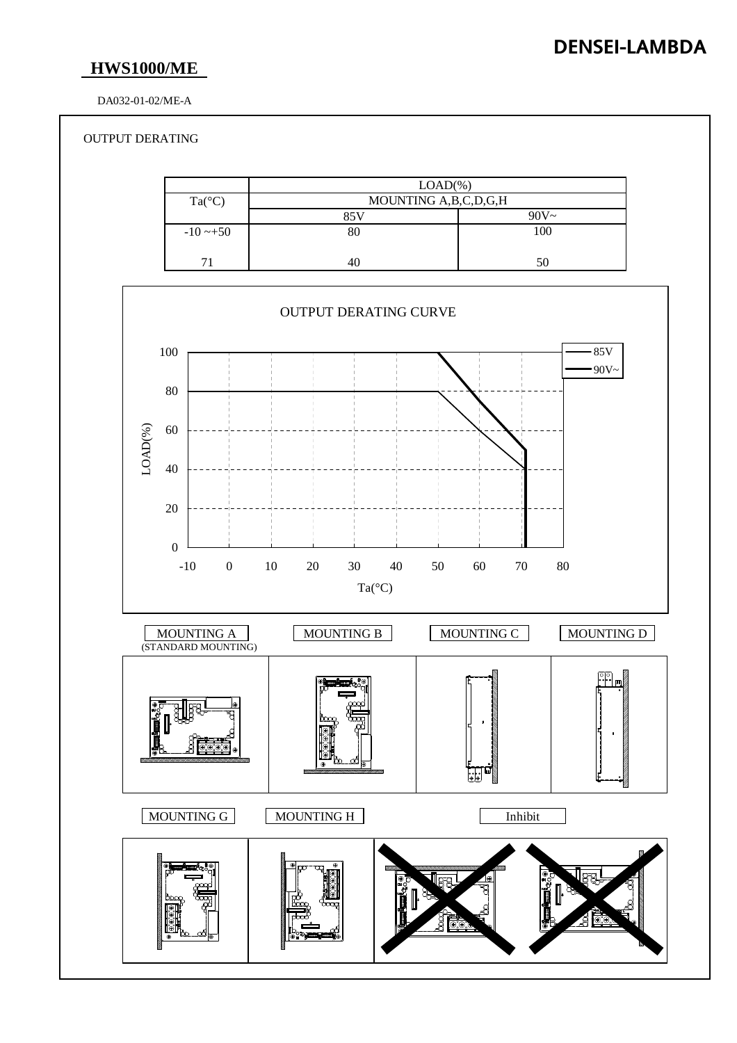DENSEI-LAMBDA

# HWS1000/ME

DA032-01-02/ME-A

## OUTPUT DERATING

| Ta(°C) | LOAD(%) | |
|---|---|---|
| | MOUNTING A,B,C,D,G,H | |
| | 85V | 90V~ |
| -10 ~+50 | 80 | 100 |
| 71 | 40 | 50 |

OUTPUT DERATING CURVE

100
80
60
40
20
0

LOAD(%)

-10 0 10 20 30 40 50 60 70 80

Ta(°C)

85V
90V~

MOUNTING A
(STANDARD MOUNTING)

MOUNTING B

MOUNTING C

MOUNTING D

MOUNTING G

MOUNTING H

Inhibit